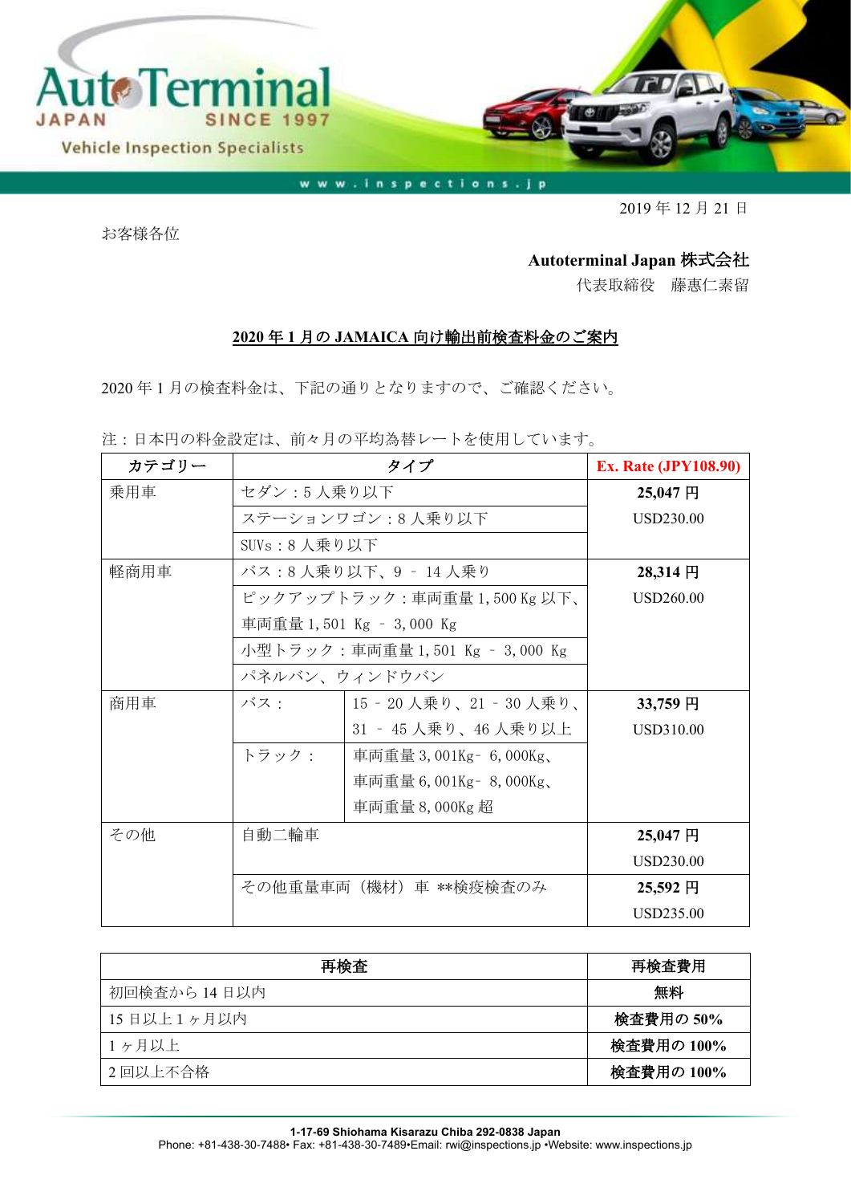AutoTerminal JAPAN SINCE 1997
Vehicle Inspection Specialists

www.inspections.jp

2019 年 12 月 21 日

お客様各位

**Autoterminal Japan 株式会社**
代表取締役　藤惠仁素留

## 2020 年 1 月の JAMAICA 向け輸出前検査料金のご案内

2020 年 1 月の検査料金は、下記の通りとなりますので、ご確認ください。

注：日本円の料金設定は、前々月の平均為替レートを使用しています。

| カテゴリー | タイプ | | Ex. Rate (JPY108.90) |
|---|---|---|---|
| 乗用車 | セダン：5 人乗り以下 | | **25,047 円**<br>USD230.00 |
| | ステーションワゴン：8 人乗り以下 | | |
| | SUVs：8 人乗り以下 | | |
| 軽商用車 | バス：8 人乗り以下、9 – 14 人乗り | | **28,314 円**<br>USD260.00 |
| | ピックアップトラック：車両重量 1,500 Kg 以下、車両重量 1,501 Kg – 3,000 Kg | | |
| | 小型トラック：車両重量 1,501 Kg – 3,000 Kg | | |
| | パネルバン、ウィンドウバン | | |
| 商用車 | バス： | 15 – 20 人乗り、21 – 30 人乗り、31 – 45 人乗り、46 人乗り以上 | **33,759 円**<br>USD310.00 |
| | トラック： | 車両重量 3,001Kg– 6,000Kg、車両重量 6,001Kg– 8,000Kg、車両重量 8,000Kg 超 | |
| その他 | 自動二輪車 | | **25,047 円**<br>USD230.00 |
| | その他重量車両（機材）車 **検疫検査のみ | | **25,592 円**<br>USD235.00 |

| 再検査 | 再検査費用 |
|---|---|
| 初回検査から 14 日以内 | **無料** |
| 15 日以上 1 ヶ月以内 | **検査費用の 50%** |
| 1 ヶ月以上 | **検査費用の 100%** |
| 2 回以上不合格 | **検査費用の 100%** |

**1-17-69 Shiohama Kisarazu Chiba 292-0838 Japan**
Phone: +81-438-30-7488• Fax: +81-438-30-7489•Email: rwi@inspections.jp •Website: www.inspections.jp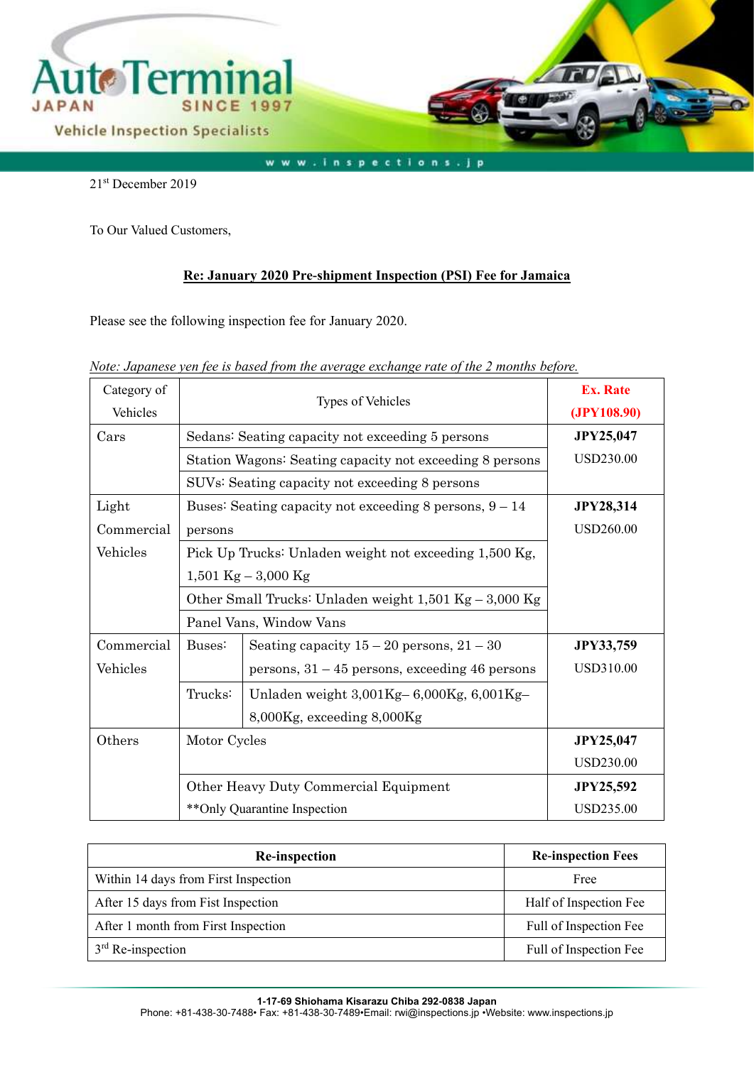21st December 2019

To Our Valued Customers,

**Re: January 2020 Pre-shipment Inspection (PSI) Fee for Jamaica**

Please see the following inspection fee for January 2020.

*Note: Japanese yen fee is based from the average exchange rate of the 2 months before.*

| Category of Vehicles | Types of Vehicles | | Ex. Rate (JPY108.90) |
|---|---|---|---|
| Cars | Sedans: Seating capacity not exceeding 5 persons | | **JPY25,047** USD230.00 |
| | Station Wagons: Seating capacity not exceeding 8 persons | | |
| | SUVs: Seating capacity not exceeding 8 persons | | |
| Light Commercial Vehicles | Buses: Seating capacity not exceeding 8 persons, 9 – 14 persons | | **JPY28,314** USD260.00 |
| | Pick Up Trucks: Unladen weight not exceeding 1,500 Kg, 1,501 Kg – 3,000 Kg | | |
| | Other Small Trucks: Unladen weight 1,501 Kg – 3,000 Kg | | |
| | Panel Vans, Window Vans | | |
| Commercial Vehicles | Buses: | Seating capacity 15 – 20 persons, 21 – 30 persons, 31 – 45 persons, exceeding 46 persons | **JPY33,759** USD310.00 |
| | Trucks: | Unladen weight 3,001Kg– 6,000Kg, 6,001Kg– 8,000Kg, exceeding 8,000Kg | |
| Others | Motor Cycles | | **JPY25,047** USD230.00 |
| | Other Heavy Duty Commercial Equipment **Only Quarantine Inspection | | **JPY25,592** USD235.00 |

| Re-inspection | Re-inspection Fees |
|---|---|
| Within 14 days from First Inspection | Free |
| After 15 days from Fist Inspection | Half of Inspection Fee |
| After 1 month from First Inspection | Full of Inspection Fee |
| 3rd Re-inspection | Full of Inspection Fee |

**1-17-69 Shiohama Kisarazu Chiba 292-0838 Japan**
Phone: +81-438-30-7488• Fax: +81-438-30-7489•Email: rwi@inspections.jp •Website: www.inspections.jp